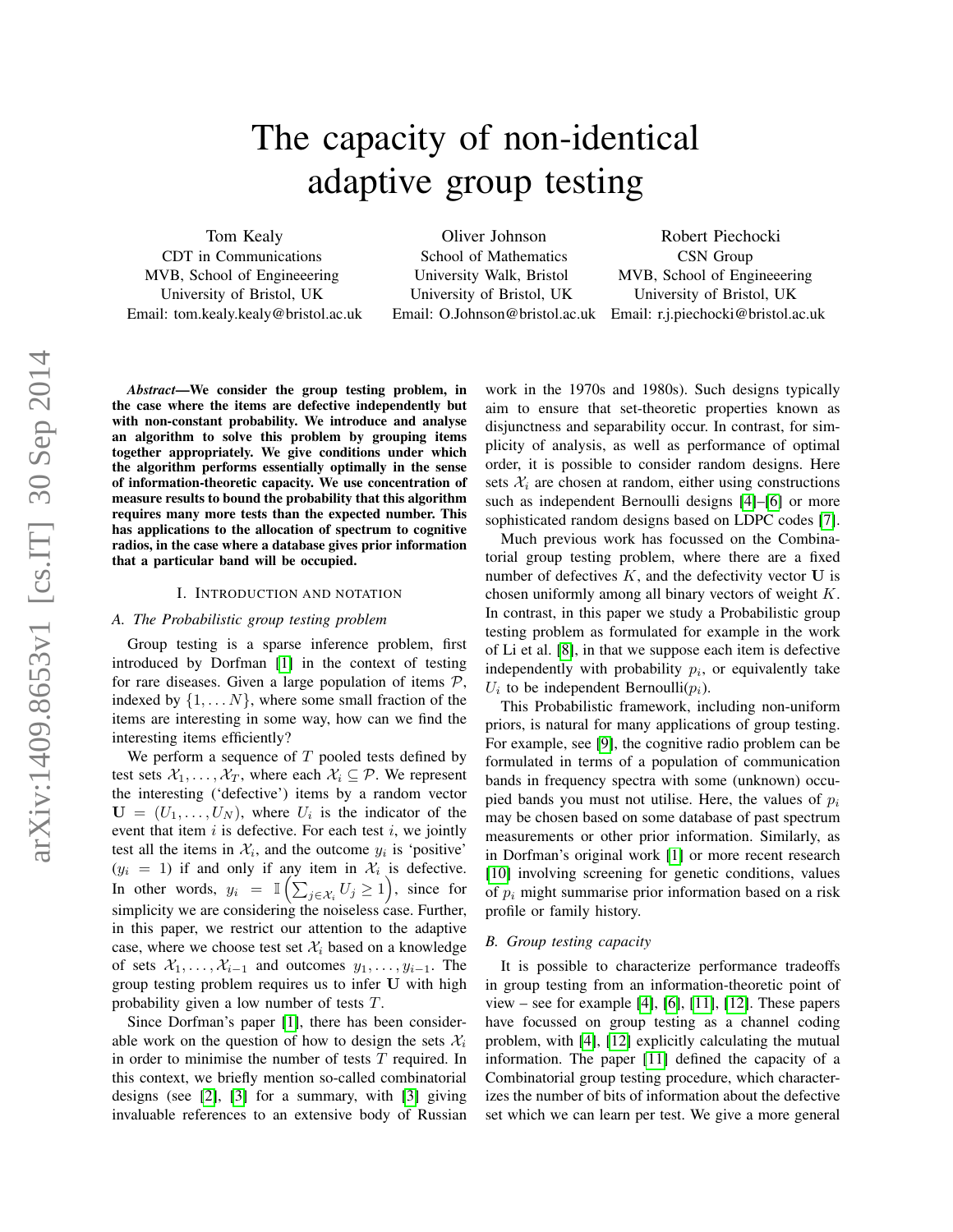# The capacity of non-identical adaptive group testing

Tom Kealy
CDT in Communications
MVB, School of Engineeering
University of Bristol, UK
Email: tom.kealy.kealy@bristol.ac.uk

Oliver Johnson
School of Mathematics
University Walk, Bristol
University of Bristol, UK
Email: O.Johnson@bristol.ac.uk

Robert Piechocki
CSN Group
MVB, School of Engineering
University of Bristol, UK
Email: r.j.piechocki@bristol.ac.uk

***Abstract*—We consider the group testing problem, in the case where the items are defective independently but with non-constant probability. We introduce and analyse an algorithm to solve this problem by grouping items together appropriately. We give conditions under which the algorithm performs essentially optimally in the sense of information-theoretic capacity. We use concentration of measure results to bound the probability that this algorithm requires many more tests than the expected number. This has applications to the allocation of spectrum to cognitive radios, in the case where a database gives prior information that a particular band will be occupied.**

## I. Introduction and notation

### A. The Probabilistic group testing problem

Group testing is a sparse inference problem, first introduced by Dorfman [1] in the context of testing for rare diseases. Given a large population of items $\mathcal{P}$, indexed by $\{1, \ldots N\}$, where some small fraction of the items are interesting in some way, how can we find the interesting items efficiently?

We perform a sequence of $T$ pooled tests defined by test sets $\mathcal{X}_1, \ldots, \mathcal{X}_T$, where each $\mathcal{X}_i \subseteq \mathcal{P}$. We represent the interesting ('defective') items by a random vector $\mathbf{U} = (U_1, \ldots, U_N)$, where $U_i$ is the indicator of the event that item $i$ is defective. For each test $i$, we jointly test all the items in $\mathcal{X}_i$, and the outcome $y_i$ is 'positive' ($y_i = 1$) if and only if any item in $\mathcal{X}_i$ is defective. In other words, $y_i = \mathbb{I}\left(\sum_{j \in \mathcal{X}_i} U_j \geq 1\right)$, since for simplicity we are considering the noiseless case. Further, in this paper, we restrict our attention to the adaptive case, where we choose test set $\mathcal{X}_i$ based on a knowledge of sets $\mathcal{X}_1, \ldots, \mathcal{X}_{i-1}$ and outcomes $y_1, \ldots, y_{i-1}$. The group testing problem requires us to infer $\mathbf{U}$ with high probability given a low number of tests $T$.

Since Dorfman's paper [1], there has been considerable work on the question of how to design the sets $\mathcal{X}_i$ in order to minimise the number of tests $T$ required. In this context, we briefly mention so-called combinatorial designs (see [2], [3] for a summary, with [3] giving invaluable references to an extensive body of Russian work in the 1970s and 1980s). Such designs typically aim to ensure that set-theoretic properties known as disjunctness and separability occur. In contrast, for simplicity of analysis, as well as performance of optimal order, it is possible to consider random designs. Here sets $\mathcal{X}_i$ are chosen at random, either using constructions such as independent Bernoulli designs [4]–[6] or more sophisticated random designs based on LDPC codes [7].

Much previous work has focussed on the Combinatorial group testing problem, where there are a fixed number of defectives $K$, and the defectivity vector $\mathbf{U}$ is chosen uniformly among all binary vectors of weight $K$. In contrast, in this paper we study a Probabilistic group testing problem as formulated for example in the work of Li et al. [8], in that we suppose each item is defective independently with probability $p_i$, or equivalently take $U_i$ to be independent Bernoulli($p_i$).

This Probabilistic framework, including non-uniform priors, is natural for many applications of group testing. For example, see [9], the cognitive radio problem can be formulated in terms of a population of communication bands in frequency spectra with some (unknown) occupied bands you must not utilise. Here, the values of $p_i$ may be chosen based on some database of past spectrum measurements or other prior information. Similarly, as in Dorfman's original work [1] or more recent research [10] involving screening for genetic conditions, values of $p_i$ might summarise prior information based on a risk profile or family history.

### B. Group testing capacity

It is possible to characterize performance tradeoffs in group testing from an information-theoretic point of view – see for example [4], [6], [11], [12]. These papers have focussed on group testing as a channel coding problem, with [4], [12] explicitly calculating the mutual information. The paper [11] defined the capacity of a Combinatorial group testing procedure, which characterizes the number of bits of information about the defective set which we can learn per test. We give a more general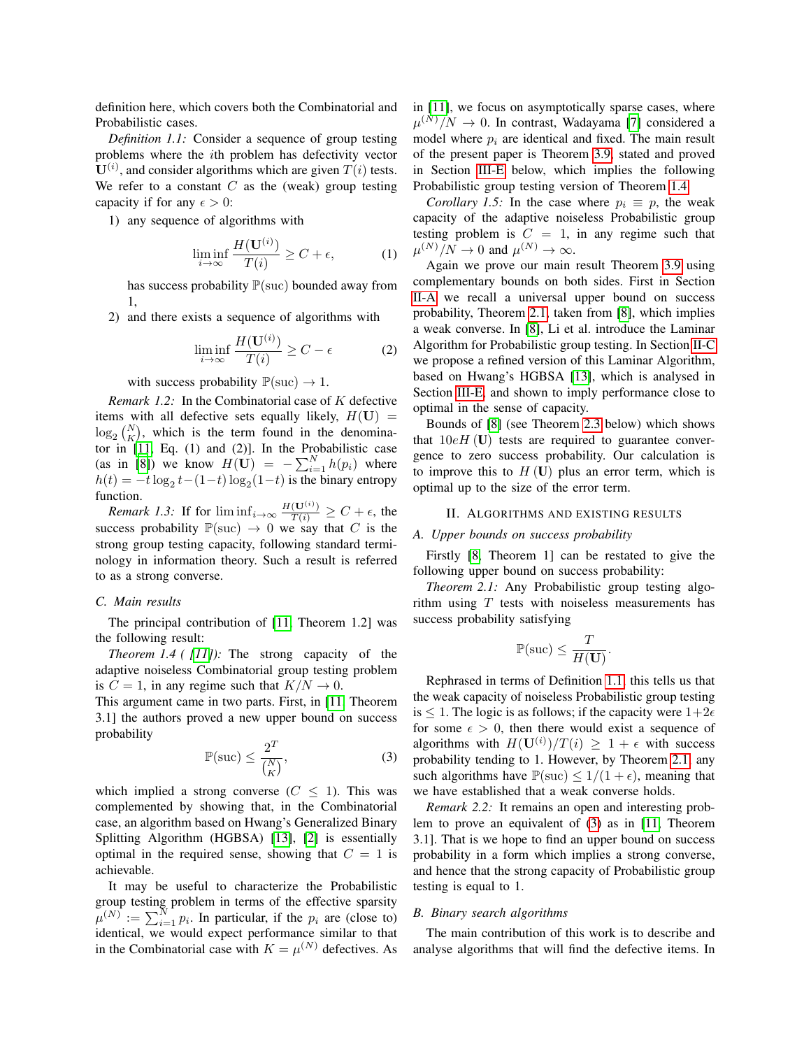definition here, which covers both the Combinatorial and Probabilistic cases.

*Definition 1.1:* Consider a sequence of group testing problems where the $i$th problem has defectivity vector $\mathbf{U}^{(i)}$, and consider algorithms which are given $T(i)$ tests. We refer to a constant $C$ as the (weak) group testing capacity if for any $\epsilon > 0$:

1) any sequence of algorithms with

$$\liminf_{i \to \infty} \frac{H(\mathbf{U}^{(i)})}{T(i)} \geq C + \epsilon, \tag{1}$$

has success probability $\mathbb{P}(\mathrm{suc})$ bounded away from 1,

2) and there exists a sequence of algorithms with

$$\liminf_{i \to \infty} \frac{H(\mathbf{U}^{(i)})}{T(i)} \geq C - \epsilon \tag{2}$$

with success probability $\mathbb{P}(\mathrm{suc}) \to 1$.

*Remark 1.2:* In the Combinatorial case of $K$ defective items with all defective sets equally likely, $H(\mathbf{U}) = \log_2 \binom{N}{K}$, which is the term found in the denominator in [11, Eq. (1) and (2)]. In the Probabilistic case (as in [8]) we know $H(\mathbf{U}) = -\sum_{i=1}^{N} h(p_i)$ where $h(t) = -t \log_2 t - (1-t) \log_2 (1-t)$ is the binary entropy function.

*Remark 1.3:* If for $\liminf_{i \to \infty} \frac{H(\mathbf{U}^{(i)})}{T(i)} \geq C + \epsilon$, the success probability $\mathbb{P}(\mathrm{suc}) \to 0$ we say that $C$ is the strong group testing capacity, following standard terminology in information theory. Such a result is referred to as a strong converse.

### C. Main results

The principal contribution of [11, Theorem 1.2] was the following result:

*Theorem 1.4 ( [11]):* The strong capacity of the adaptive noiseless Combinatorial group testing problem is $C = 1$, in any regime such that $K/N \to 0$.

This argument came in two parts. First, in [11, Theorem 3.1] the authors proved a new upper bound on success probability

$$\mathbb{P}(\mathrm{suc}) \leq \frac{2^T}{\binom{N}{K}}, \tag{3}$$

which implied a strong converse ($C \leq 1$). This was complemented by showing that, in the Combinatorial case, an algorithm based on Hwang's Generalized Binary Splitting Algorithm (HGBSA) [13], [2] is essentially optimal in the required sense, showing that $C = 1$ is achievable.

It may be useful to characterize the Probabilistic group testing problem in terms of the effective sparsity $\mu^{(N)} := \sum_{i=1}^{N} p_i$. In particular, if the $p_i$ are (close to) identical, we would expect performance similar to that in the Combinatorial case with $K = \mu^{(N)}$ defectives. As in [11], we focus on asymptotically sparse cases, where $\mu^{(N)}/N \to 0$. In contrast, Wadayama [7] considered a model where $p_i$ are identical and fixed. The main result of the present paper is Theorem 3.9, stated and proved in Section III-E below, which implies the following Probabilistic group testing version of Theorem 1.4:

*Corollary 1.5:* In the case where $p_i \equiv p$, the weak capacity of the adaptive noiseless Probabilistic group testing problem is $C = 1$, in any regime such that $\mu^{(N)}/N \to 0$ and $\mu^{(N)} \to \infty$.

Again we prove our main result Theorem 3.9 using complementary bounds on both sides. First in Section II-A we recall a universal upper bound on success probability, Theorem 2.1, taken from [8], which implies a weak converse. In [8], Li et al. introduce the Laminar Algorithm for Probabilistic group testing. In Section II-C we propose a refined version of this Laminar Algorithm, based on Hwang's HGBSA [13], which is analysed in Section III-E, and shown to imply performance close to optimal in the sense of capacity.

Bounds of [8] (see Theorem 2.3 below) which shows that $10eH(\mathbf{U})$ tests are required to guarantee convergence to zero success probability. Our calculation is to improve this to $H(\mathbf{U})$ plus an error term, which is optimal up to the size of the error term.

## II. Algorithms and existing results

### A. Upper bounds on success probability

Firstly [8, Theorem 1] can be restated to give the following upper bound on success probability:

*Theorem 2.1:* Any Probabilistic group testing algorithm using $T$ tests with noiseless measurements has success probability satisfying

$$\mathbb{P}(\mathrm{suc}) \leq \frac{T}{H(\mathbf{U})}.$$

Rephrased in terms of Definition 1.1, this tells us that the weak capacity of noiseless Probabilistic group testing is $\leq 1$. The logic is as follows; if the capacity were $1+2\epsilon$ for some $\epsilon > 0$, then there would exist a sequence of algorithms with $H(\mathbf{U}^{(i)})/T(i) \geq 1 + \epsilon$ with success probability tending to 1. However, by Theorem 2.1, any such algorithms have $\mathbb{P}(\mathrm{suc}) \leq 1/(1+\epsilon)$, meaning that we have established that a weak converse holds.

*Remark 2.2:* It remains an open and interesting problem to prove an equivalent of (3) as in [11, Theorem 3.1]. That is we hope to find an upper bound on success probability in a form which implies a strong converse, and hence that the strong capacity of Probabilistic group testing is equal to 1.

### B. Binary search algorithms

The main contribution of this work is to describe and analyse algorithms that will find the defective items. In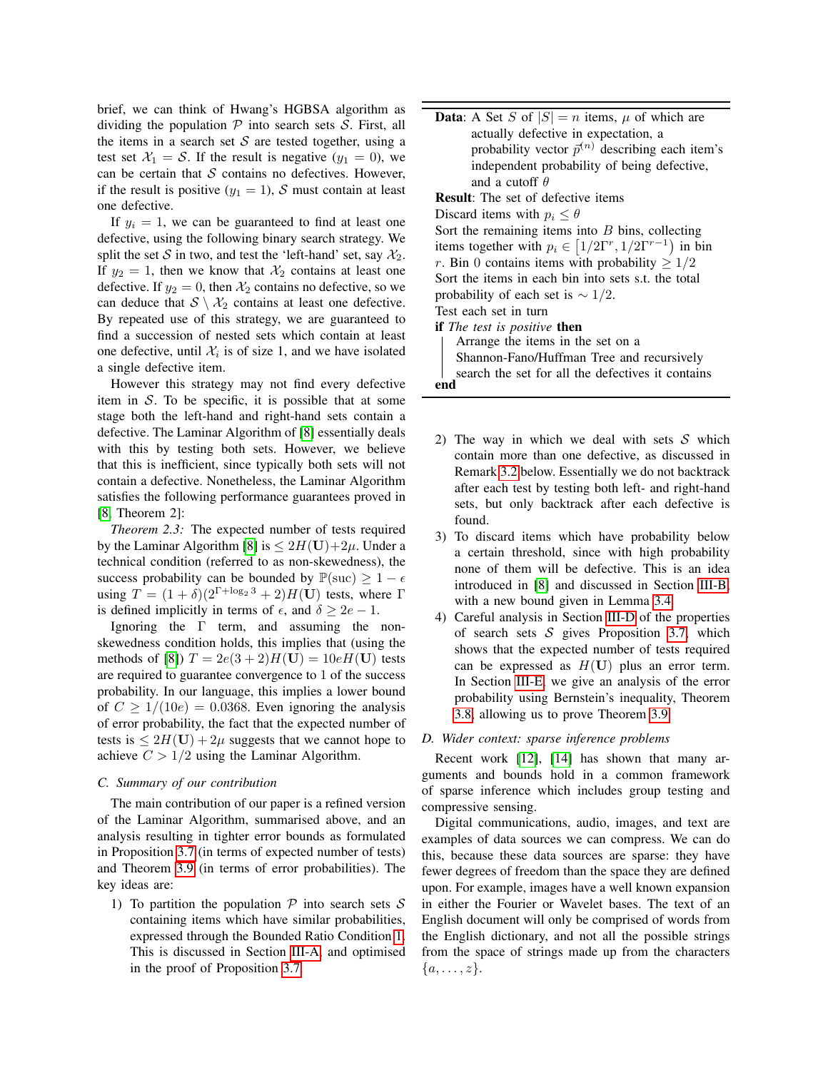brief, we can think of Hwang's HGBSA algorithm as dividing the population $\mathcal{P}$ into search sets $\mathcal{S}$. First, all the items in a search set $\mathcal{S}$ are tested together, using a test set $\mathcal{X}_1 = \mathcal{S}$. If the result is negative ($y_1 = 0$), we can be certain that $\mathcal{S}$ contains no defectives. However, if the result is positive ($y_1 = 1$), $\mathcal{S}$ must contain at least one defective.

If $y_i = 1$, we can be guaranteed to find at least one defective, using the following binary search strategy. We split the set $\mathcal{S}$ in two, and test the 'left-hand' set, say $\mathcal{X}_2$. If $y_2 = 1$, then we know that $\mathcal{X}_2$ contains at least one defective. If $y_2 = 0$, then $\mathcal{X}_2$ contains no defective, so we can deduce that $\mathcal{S} \setminus \mathcal{X}_2$ contains at least one defective. By repeated use of this strategy, we are guaranteed to find a succession of nested sets which contain at least one defective, until $\mathcal{X}_i$ is of size 1, and we have isolated a single defective item.

However this strategy may not find every defective item in $\mathcal{S}$. To be specific, it is possible that at some stage both the left-hand and right-hand sets contain a defective. The Laminar Algorithm of [8] essentially deals with this by testing both sets. However, we believe that this is inefficient, since typically both sets will not contain a defective. Nonetheless, the Laminar Algorithm satisfies the following performance guarantees proved in [8, Theorem 2]:

*Theorem 2.3:* The expected number of tests required by the Laminar Algorithm [8] is $\leq 2H(\mathbf{U}) + 2\mu$. Under a technical condition (referred to as non-skewedness), the success probability can be bounded by $\mathbb{P}(\text{suc}) \geq 1 - \epsilon$ using $T = (1+\delta)(2^{\Gamma + \log_2 3} + 2)H(\mathbf{U})$ tests, where $\Gamma$ is defined implicitly in terms of $\epsilon$, and $\delta \geq 2e - 1$.

Ignoring the $\Gamma$ term, and assuming the non-skewedness condition holds, this implies that (using the methods of [8]) $T = 2e(3+2)H(\mathbf{U}) = 10eH(\mathbf{U})$ tests are required to guarantee convergence to 1 of the success probability. In our language, this implies a lower bound of $C \geq 1/(10e) = 0.0368$. Even ignoring the analysis of error probability, the fact that the expected number of tests is $\leq 2H(\mathbf{U}) + 2\mu$ suggests that we cannot hope to achieve $C > 1/2$ using the Laminar Algorithm.

### C. Summary of our contribution

The main contribution of our paper is a refined version of the Laminar Algorithm, summarised above, and an analysis resulting in tighter error bounds as formulated in Proposition 3.7 (in terms of expected number of tests) and Theorem 3.9 (in terms of error probabilities). The key ideas are:

1) To partition the population $\mathcal{P}$ into search sets $\mathcal{S}$ containing items which have similar probabilities, expressed through the Bounded Ratio Condition 1. This is discussed in Section III-A, and optimised in the proof of Proposition 3.7.

---

**Data**: A Set $S$ of $|S| = n$ items, $\mu$ of which are actually defective in expectation, a probability vector $\vec{p}^{(n)}$ describing each item's independent probability of being defective, and a cutoff $\theta$

**Result**: The set of defective items

Discard items with $p_i \leq \theta$

Sort the remaining items into $B$ bins, collecting items together with $p_i \in \left[1/2\Gamma^r, 1/2\Gamma^{r-1}\right)$ in bin $r$. Bin 0 contains items with probability $\geq 1/2$

Sort the items in each bin into sets s.t. the total probability of each set is $\sim 1/2$.

Test each set in turn

**if** *The test is positive* **then**

  Arrange the items in the set on a Shannon-Fano/Huffman Tree and recursively search the set for all the defectives it contains

**end**

---

2) The way in which we deal with sets $\mathcal{S}$ which contain more than one defective, as discussed in Remark 3.2 below. Essentially we do not backtrack after each test by testing both left- and right-hand sets, but only backtrack after each defective is found.

3) To discard items which have probability below a certain threshold, since with high probability none of them will be defective. This is an idea introduced in [8] and discussed in Section III-B, with a new bound given in Lemma 3.4.

4) Careful analysis in Section III-D of the properties of search sets $\mathcal{S}$ gives Proposition 3.7, which shows that the expected number of tests required can be expressed as $H(\mathbf{U})$ plus an error term. In Section III-E, we give an analysis of the error probability using Bernstein's inequality, Theorem 3.8, allowing us to prove Theorem 3.9.

### D. Wider context: sparse inference problems

Recent work [12], [14] has shown that many arguments and bounds hold in a common framework of sparse inference which includes group testing and compressive sensing.

Digital communications, audio, images, and text are examples of data sources we can compress. We can do this, because these data sources are sparse: they have fewer degrees of freedom than the space they are defined upon. For example, images have a well known expansion in either the Fourier or Wavelet bases. The text of an English document will only be comprised of words from the English dictionary, and not all the possible strings from the space of strings made up from the characters $\{a, \ldots, z\}$.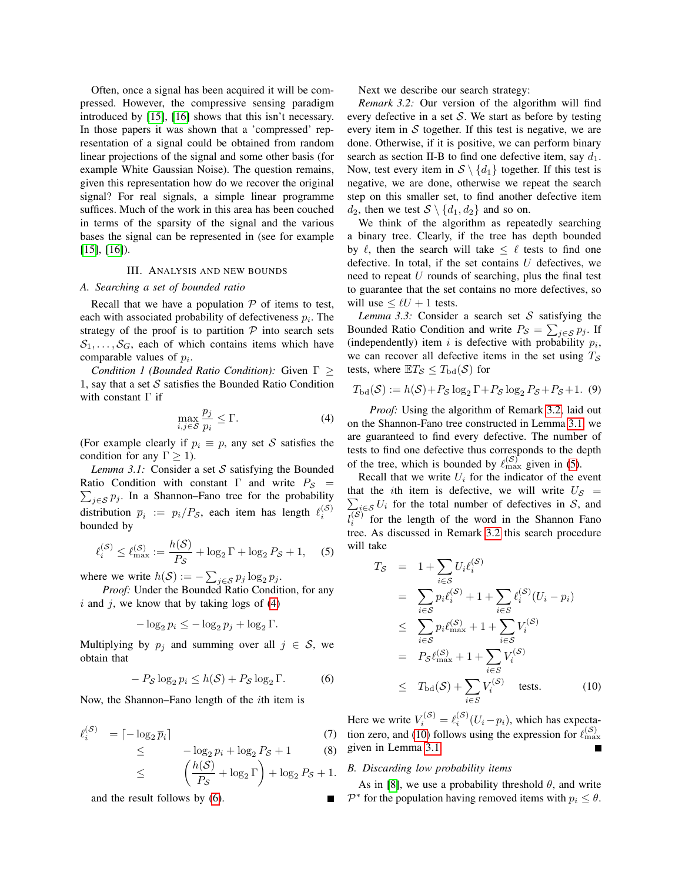Often, once a signal has been acquired it will be compressed. However, the compressive sensing paradigm introduced by [15], [16] shows that this isn't necessary. In those papers it was shown that a 'compressed' representation of a signal could be obtained from random linear projections of the signal and some other basis (for example White Gaussian Noise). The question remains, given this representation how do we recover the original signal? For real signals, a simple linear programme suffices. Much of the work in this area has been couched in terms of the sparsity of the signal and the various bases the signal can be represented in (see for example [15], [16]).

## III. Analysis and new bounds

### A. Searching a set of bounded ratio

Recall that we have a population $\mathcal{P}$ of items to test, each with associated probability of defectiveness $p_i$. The strategy of the proof is to partition $\mathcal{P}$ into search sets $\mathcal{S}_1, \ldots, \mathcal{S}_G$, each of which contains items which have comparable values of $p_i$.

*Condition 1 (Bounded Ratio Condition):* Given $\Gamma \geq 1$, say that a set $\mathcal{S}$ satisfies the Bounded Ratio Condition with constant $\Gamma$ if

$$\max_{i,j \in \mathcal{S}} \frac{p_j}{p_i} \leq \Gamma. \tag{4}$$

(For example clearly if $p_i \equiv p$, any set $\mathcal{S}$ satisfies the condition for any $\Gamma \geq 1$).

*Lemma 3.1:* Consider a set $\mathcal{S}$ satisfying the Bounded Ratio Condition with constant $\Gamma$ and write $P_{\mathcal{S}} = \sum_{j \in \mathcal{S}} p_j$. In a Shannon–Fano tree for the probability distribution $\overline{p}_i := p_i / P_{\mathcal{S}}$, each item has length $\ell_i^{(\mathcal{S})}$ bounded by

$$\ell_i^{(\mathcal{S})} \leq \ell_{\max}^{(\mathcal{S})} := \frac{h(\mathcal{S})}{P_{\mathcal{S}}} + \log_2 \Gamma + \log_2 P_{\mathcal{S}} + 1, \tag{5}$$

where we write $h(\mathcal{S}) := -\sum_{j \in \mathcal{S}} p_j \log_2 p_j$.

*Proof:* Under the Bounded Ratio Condition, for any $i$ and $j$, we know that by taking logs of (4)

$$-\log_2 p_i \leq -\log_2 p_j + \log_2 \Gamma.$$

Multiplying by $p_j$ and summing over all $j \in \mathcal{S}$, we obtain that

$$-P_{\mathcal{S}} \log_2 p_i \leq h(\mathcal{S}) + P_{\mathcal{S}} \log_2 \Gamma. \tag{6}$$

Now, the Shannon–Fano length of the $i$th item is

$$\begin{aligned} \ell_i^{(\mathcal{S})} &= \lceil -\log_2 \overline{p}_i \rceil & (7)\\ &\leq -\log_2 p_i + \log_2 P_{\mathcal{S}} + 1 & (8)\\ &\leq \left( \frac{h(\mathcal{S})}{P_{\mathcal{S}}} + \log_2 \Gamma \right) + \log_2 P_{\mathcal{S}} + 1. \end{aligned}$$

and the result follows by (6). ∎

Next we describe our search strategy:

*Remark 3.2:* Our version of the algorithm will find every defective in a set $\mathcal{S}$. We start as before by testing every item in $\mathcal{S}$ together. If this test is negative, we are done. Otherwise, if it is positive, we can perform binary search as section II-B to find one defective item, say $d_1$. Now, test every item in $\mathcal{S} \setminus \{d_1\}$ together. If this test is negative, we are done, otherwise we repeat the search step on this smaller set, to find another defective item $d_2$, then we test $\mathcal{S} \setminus \{d_1, d_2\}$ and so on.

We think of the algorithm as repeatedly searching a binary tree. Clearly, if the tree has depth bounded by $\ell$, then the search will take $\leq \ell$ tests to find one defective. In total, if the set contains $U$ defectives, we need to repeat $U$ rounds of searching, plus the final test to guarantee that the set contains no more defectives, so will use $\leq \ell U + 1$ tests.

*Lemma 3.3:* Consider a search set $\mathcal{S}$ satisfying the Bounded Ratio Condition and write $P_{\mathcal{S}} = \sum_{j \in \mathcal{S}} p_j$. If (independently) item $i$ is defective with probability $p_i$, we can recover all defective items in the set using $T_{\mathcal{S}}$ tests, where $\mathbb{E} T_{\mathcal{S}} \leq T_{\rm bd}(\mathcal{S})$ for

$$T_{\rm bd}(\mathcal{S}) := h(\mathcal{S}) + P_{\mathcal{S}} \log_2 \Gamma + P_{\mathcal{S}} \log_2 P_{\mathcal{S}} + P_{\mathcal{S}} + 1. \tag{9}$$

*Proof:* Using the algorithm of Remark 3.2, laid out on the Shannon-Fano tree constructed in Lemma 3.1, we are guaranteed to find every defective. The number of tests to find one defective thus corresponds to the depth of the tree, which is bounded by $\ell_{\max}^{(\mathcal{S})}$ given in (5).

Recall that we write $U_i$ for the indicator of the event that the $i$th item is defective, we will write $U_{\mathcal{S}} = \sum_{i \in \mathcal{S}} U_i$ for the total number of defectives in $\mathcal{S}$, and $l_i^{(\mathcal{S})}$ for the length of the word in the Shannon Fano tree. As discussed in Remark 3.2 this search procedure will take

$$\begin{aligned} T_{\mathcal{S}} &= 1 + \sum_{i \in \mathcal{S}} U_i \ell_i^{(\mathcal{S})} \\ &= \sum_{i \in \mathcal{S}} p_i \ell_i^{(\mathcal{S})} + 1 + \sum_{i \in \mathcal{S}} \ell_i^{(\mathcal{S})} (U_i - p_i) \\ &\leq \sum_{i \in \mathcal{S}} p_i \ell_{\max}^{(\mathcal{S})} + 1 + \sum_{i \in \mathcal{S}} V_i^{(\mathcal{S})} \\ &= P_{\mathcal{S}} \ell_{\max}^{(\mathcal{S})} + 1 + \sum_{i \in \mathcal{S}} V_i^{(\mathcal{S})} \\ &\leq T_{\rm bd}(\mathcal{S}) + \sum_{i \in \mathcal{S}} V_i^{(\mathcal{S})} \quad \text{tests.} \end{aligned} \tag{10}$$

Here we write $V_i^{(\mathcal{S})} = \ell_i^{(\mathcal{S})} (U_i - p_i)$, which has expectation zero, and (10) follows using the expression for $\ell_{\max}^{(\mathcal{S})}$ given in Lemma 3.1. ∎

### B. Discarding low probability items

As in [8], we use a probability threshold $\theta$, and write $\mathcal{P}^*$ for the population having removed items with $p_i \leq \theta$.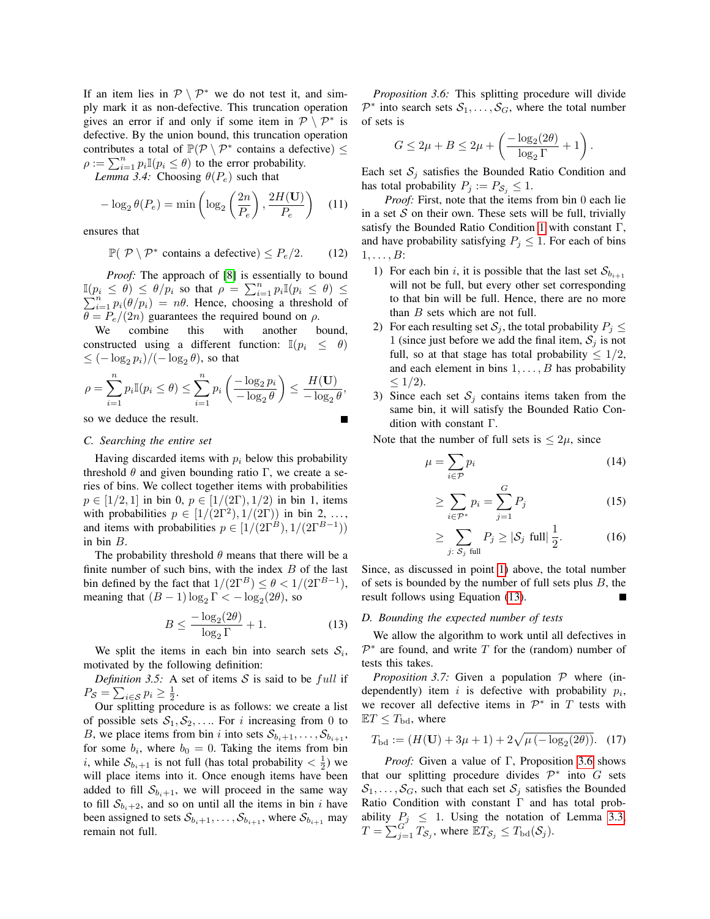If an item lies in $\mathcal{P} \setminus \mathcal{P}^*$ we do not test it, and simply mark it as non-defective. This truncation operation gives an error if and only if some item in $\mathcal{P} \setminus \mathcal{P}^*$ is defective. By the union bound, this truncation operation contributes a total of $\mathbb{P}(\mathcal{P} \setminus \mathcal{P}^* \text{ contains a defective}) \leq \rho := \sum_{i=1}^n p_i \mathbb{I}(p_i \leq \theta)$ to the error probability.

*Lemma 3.4:* Choosing $\theta(P_e)$ such that

$$-\log_2 \theta(P_e) = \min\left( \log_2 \left( \frac{2n}{P_e} \right), \frac{2H(\mathbf{U})}{P_e} \right) \tag{11}$$

ensures that

$$\mathbb{P}(\ \mathcal{P} \setminus \mathcal{P}^* \text{ contains a defective}) \leq P_e/2. \tag{12}$$

*Proof:* The approach of [8] is essentially to bound $\mathbb{I}(p_i \leq \theta) \leq \theta/p_i$ so that $\rho = \sum_{i=1}^n p_i \mathbb{I}(p_i \leq \theta) \leq \sum_{i=1}^n p_i(\theta/p_i) = n\theta$. Hence, choosing a threshold of $\theta = P_e/(2n)$ guarantees the required bound on $\rho$.

We combine this with another bound, constructed using a different function: $\mathbb{I}(p_i \leq \theta) \leq (-\log_2 p_i)/(-\log_2 \theta)$, so that

$$\rho = \sum_{i=1}^n p_i \mathbb{I}(p_i \leq \theta) \leq \sum_{i=1}^n p_i \left( \frac{-\log_2 p_i}{-\log_2 \theta} \right) \leq \frac{H(\mathbf{U})}{-\log_2 \theta},$$

so we deduce the result. ∎

### C. Searching the entire set

Having discarded items with $p_i$ below this probability threshold $\theta$ and given bounding ratio $\Gamma$, we create a series of bins. We collect together items with probabilities $p \in [1/2, 1]$ in bin 0, $p \in [1/(2\Gamma), 1/2)$ in bin 1, items with probabilities $p \in [1/(2\Gamma^2), 1/(2\Gamma))$ in bin 2, $\ldots$, and items with probabilities $p \in [1/(2\Gamma^B), 1/(2\Gamma^{B-1}))$ in bin $B$.

The probability threshold $\theta$ means that there will be a finite number of such bins, with the index $B$ of the last bin defined by the fact that $1/(2\Gamma^B) \leq \theta < 1/(2\Gamma^{B-1})$, meaning that $(B-1)\log_2 \Gamma < -\log_2(2\theta)$, so

$$B \leq \frac{-\log_2(2\theta)}{\log_2 \Gamma} + 1. \tag{13}$$

We split the items in each bin into search sets $\mathcal{S}_i$, motivated by the following definition:

*Definition 3.5:* A set of items $\mathcal{S}$ is said to be *full* if $P_{\mathcal{S}} = \sum_{i \in \mathcal{S}} p_i \geq \frac{1}{2}$.

Our splitting procedure is as follows: we create a list of possible sets $\mathcal{S}_1, \mathcal{S}_2, \ldots$. For $i$ increasing from 0 to $B$, we place items from bin $i$ into sets $\mathcal{S}_{b_i+1}, \ldots, \mathcal{S}_{b_{i+1}}$, for some $b_i$, where $b_0 = 0$. Taking the items from bin $i$, while $\mathcal{S}_{b_i+1}$ is not full (has total probability $< \frac{1}{2}$) we will place items into it. Once enough items have been added to fill $\mathcal{S}_{b_i+1}$, we will proceed in the same way to fill $\mathcal{S}_{b_i+2}$, and so on until all the items in bin $i$ have been assigned to sets $\mathcal{S}_{b_i+1}, \ldots, \mathcal{S}_{b_{i+1}}$, where $\mathcal{S}_{b_{i+1}}$ may remain not full.

*Proposition 3.6:* This splitting procedure will divide $\mathcal{P}^*$ into search sets $\mathcal{S}_1, \ldots, \mathcal{S}_G$, where the total number of sets is

$$G \leq 2\mu + B \leq 2\mu + \left( \frac{-\log_2(2\theta)}{\log_2 \Gamma} + 1 \right).$$

Each set $\mathcal{S}_j$ satisfies the Bounded Ratio Condition and has total probability $P_j := P_{\mathcal{S}_j} \leq 1$.

*Proof:* First, note that the items from bin 0 each lie in a set $\mathcal{S}$ on their own. These sets will be full, trivially satisfy the Bounded Ratio Condition 1 with constant $\Gamma$, and have probability satisfying $P_j \leq 1$. For each of bins $1, \ldots, B$:

1) For each bin $i$, it is possible that the last set $\mathcal{S}_{b_{i+1}}$ will not be full, but every other set corresponding to that bin will be full. Hence, there are no more than $B$ sets which are not full.
2) For each resulting set $\mathcal{S}_j$, the total probability $P_j \leq 1$ (since just before we add the final item, $\mathcal{S}_j$ is not full, so at that stage has total probability $\leq 1/2$, and each element in bins $1, \ldots, B$ has probability $\leq 1/2$).
3) Since each set $\mathcal{S}_j$ contains items taken from the same bin, it will satisfy the Bounded Ratio Condition with constant $\Gamma$.

Note that the number of full sets is $\leq 2\mu$, since

$$\mu = \sum_{i \in \mathcal{P}} p_i \tag{14}$$

$$\geq \sum_{i \in \mathcal{P}^*} p_i = \sum_{j=1}^G P_j \tag{15}$$

$$\geq \sum_{j:\ \mathcal{S}_j \text{ full}} P_j \geq |\mathcal{S}_j \text{ full}| \frac{1}{2}. \tag{16}$$

Since, as discussed in point 1) above, the total number of sets is bounded by the number of full sets plus $B$, the result follows using Equation (13). ∎

### D. Bounding the expected number of tests

We allow the algorithm to work until all defectives in $\mathcal{P}^*$ are found, and write $T$ for the (random) number of tests this takes.

*Proposition 3.7:* Given a population $\mathcal{P}$ where (independently) item $i$ is defective with probability $p_i$, we recover all defective items in $\mathcal{P}^*$ in $T$ tests with $\mathbb{E}T \leq T_{\text{bd}}$, where

$$T_{\text{bd}} := (H(\mathbf{U}) + 3\mu + 1) + 2\sqrt{\mu\left(-\log_2(2\theta)\right)}. \tag{17}$$

*Proof:* Given a value of $\Gamma$, Proposition 3.6 shows that our splitting procedure divides $\mathcal{P}^*$ into $G$ sets $\mathcal{S}_1, \ldots, \mathcal{S}_G$, such that each set $\mathcal{S}_j$ satisfies the Bounded Ratio Condition with constant $\Gamma$ and has total probability $P_j \leq 1$. Using the notation of Lemma 3.3, $T = \sum_{j=1}^G T_{\mathcal{S}_j}$, where $\mathbb{E}T_{\mathcal{S}_j} \leq T_{\text{bd}}(\mathcal{S}_j)$.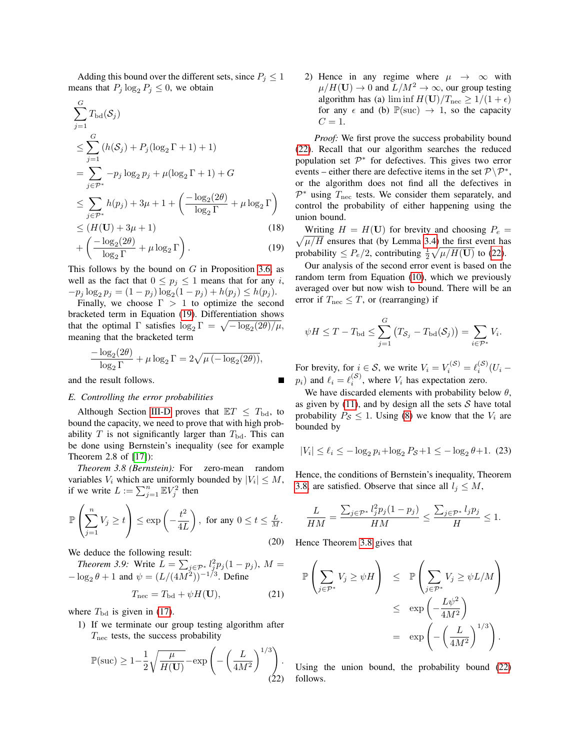Adding this bound over the different sets, since $P_j \le 1$ means that $P_j \log_2 P_j \le 0$, we obtain

$$
\begin{aligned}
\sum_{j=1}^G & T_{\rm bd}(\mathcal{S}_j) \\
&\le \sum_{j=1}^G \left( h(\mathcal{S}_j) + P_j(\log_2 \Gamma + 1) + 1 \right) \\
&= \sum_{j \in \mathcal{P}^*} -p_j \log_2 p_j + \mu(\log_2 \Gamma + 1) + G \\
&\le \sum_{j \in \mathcal{P}^*} h(p_j) + 3\mu + 1 + \left( \frac{-\log_2(2\theta)}{\log_2 \Gamma} + \mu \log_2 \Gamma \right) \\
&\le (H(\mathbf{U}) + 3\mu + 1) \qquad (18)\\
&+ \left( \frac{-\log_2(2\theta)}{\log_2 \Gamma} + \mu \log_2 \Gamma \right). \qquad (19)
\end{aligned}
$$

This follows by the bound on $G$ in Proposition 3.6, as well as the fact that $0 \le p_j \le 1$ means that for any $i$, $-p_j \log_2 p_j = (1-p_j)\log_2(1-p_j) + h(p_j) \le h(p_j)$.

Finally, we choose $\Gamma > 1$ to optimize the second bracketed term in Equation (19). Differentiation shows that the optimal $\Gamma$ satisfies $\log_2 \Gamma = \sqrt{-\log_2(2\theta)/\mu}$, meaning that the bracketed term

$$
\frac{-\log_2(2\theta)}{\log_2 \Gamma} + \mu \log_2 \Gamma = 2\sqrt{\mu\left(-\log_2(2\theta)\right)},
$$

and the result follows. ■

### E. Controlling the error probabilities

Although Section III-D proves that $\mathbb{E}T \le T_{\rm bd}$, to bound the capacity, we need to prove that with high probability $T$ is not significantly larger than $T_{\rm bd}$. This can be done using Bernstein's inequality (see for example Theorem 2.8 of [17]):

*Theorem 3.8 (Bernstein):* For zero-mean random variables $V_i$ which are uniformly bounded by $|V_i| \le M$, if we write $L := \sum_{j=1}^n \mathbb{E} V_j^2$ then

$$
\mathbb{P}\left( \sum_{j=1}^n V_j \ge t \right) \le \exp\left( -\frac{t^2}{4L} \right), \text{ for any } 0 \le t \le \tfrac{L}{M}. \qquad (20)
$$

We deduce the following result:

*Theorem 3.9:* Write $L = \sum_{j \in \mathcal{P}^*} l_j^2 p_j (1-p_j)$, $M = -\log_2 \theta + 1$ and $\psi = (L/(4M^2))^{-1/3}$. Define

$$
T_{\rm nec} = T_{\rm bd} + \psi H(\mathbf{U}), \qquad (21)
$$

where $T_{\rm bd}$ is given in (17).

1) If we terminate our group testing algorithm after $T_{\rm nec}$ tests, the success probability

$$
\mathbb{P}({\rm suc}) \ge 1 - \frac{1}{2}\sqrt{\frac{\mu}{H(\mathbf{U})}} - \exp\left( -\left( \frac{L}{4M^2} \right)^{1/3} \right). \qquad (22)
$$

2) Hence in any regime where $\mu \to \infty$ with $\mu/H(\mathbf{U}) \to 0$ and $L/M^2 \to \infty$, our group testing algorithm has (a) $\liminf H(\mathbf{U})/T_{\rm nec} \ge 1/(1+\epsilon)$ for any $\epsilon$ and (b) $\mathbb{P}({\rm suc}) \to 1$, so the capacity $C = 1$.

*Proof:* We first prove the success probability bound (22). Recall that our algorithm searches the reduced population set $\mathcal{P}^*$ for defectives. This gives two error events – either there are defective items in the set $\mathcal{P} \backslash \mathcal{P}^*$, or the algorithm does not find all the defectives in $\mathcal{P}^*$ using $T_{\rm nec}$ tests. We consider them separately, and control the probability of either happening using the union bound.

Writing $H = H(\mathbf{U})$ for brevity and choosing $P_e = \sqrt{\mu/H}$ ensures that (by Lemma 3.4) the first event has probability $\le P_e/2$, contributing $\frac{1}{2}\sqrt{\mu/H(\mathbf{U})}$ to (22).

Our analysis of the second error event is based on the random term from Equation (10), which we previously averaged over but now wish to bound. There will be an error if $T_{\rm nec} \le T$, or (rearranging) if

$$
\psi H \le T - T_{\rm bd} \le \sum_{j=1}^G \left( T_{\mathcal{S}_j} - T_{\rm bd}(\mathcal{S}_j) \right) = \sum_{i \in \mathcal{P}^*} V_i.
$$

For brevity, for $i \in \mathcal{S}$, we write $V_i = V_i^{(\mathcal{S})} = \ell_i^{(\mathcal{S})}(U_i - p_i)$ and $\ell_i = \ell_i^{(\mathcal{S})}$, where $V_i$ has expectation zero.

We have discarded elements with probability below $\theta$, as given by (11), and by design all the sets $\mathcal{S}$ have total probability $P_{\mathcal{S}} \le 1$. Using (8) we know that the $V_i$ are bounded by

$$
|V_i| \le \ell_i \le -\log_2 p_i + \log_2 P_{\mathcal{S}} + 1 \le -\log_2 \theta + 1. \qquad (23)
$$

Hence, the conditions of Bernstein's inequality, Theorem 3.8 are satisfied. Observe that since all $l_j \le M$,

$$
\frac{L}{HM} = \frac{\sum_{j \in \mathcal{P}^*} l_j^2 p_j (1-p_j)}{HM} \le \frac{\sum_{j \in \mathcal{P}^*} l_j p_j}{H} \le 1.
$$

Hence Theorem 3.8 gives that

$$
\begin{aligned}
\mathbb{P}\left( \sum_{j \in \mathcal{P}^*} V_j \ge \psi H \right) &\le \mathbb{P}\left( \sum_{j \in \mathcal{P}^*} V_j \ge \psi L/M \right) \\
&\le \exp\left( -\frac{L\psi^2}{4M^2} \right) \\
&= \exp\left( -\left( \frac{L}{4M^2} \right)^{1/3} \right).
\end{aligned}
$$

Using the union bound, the probability bound (22) follows.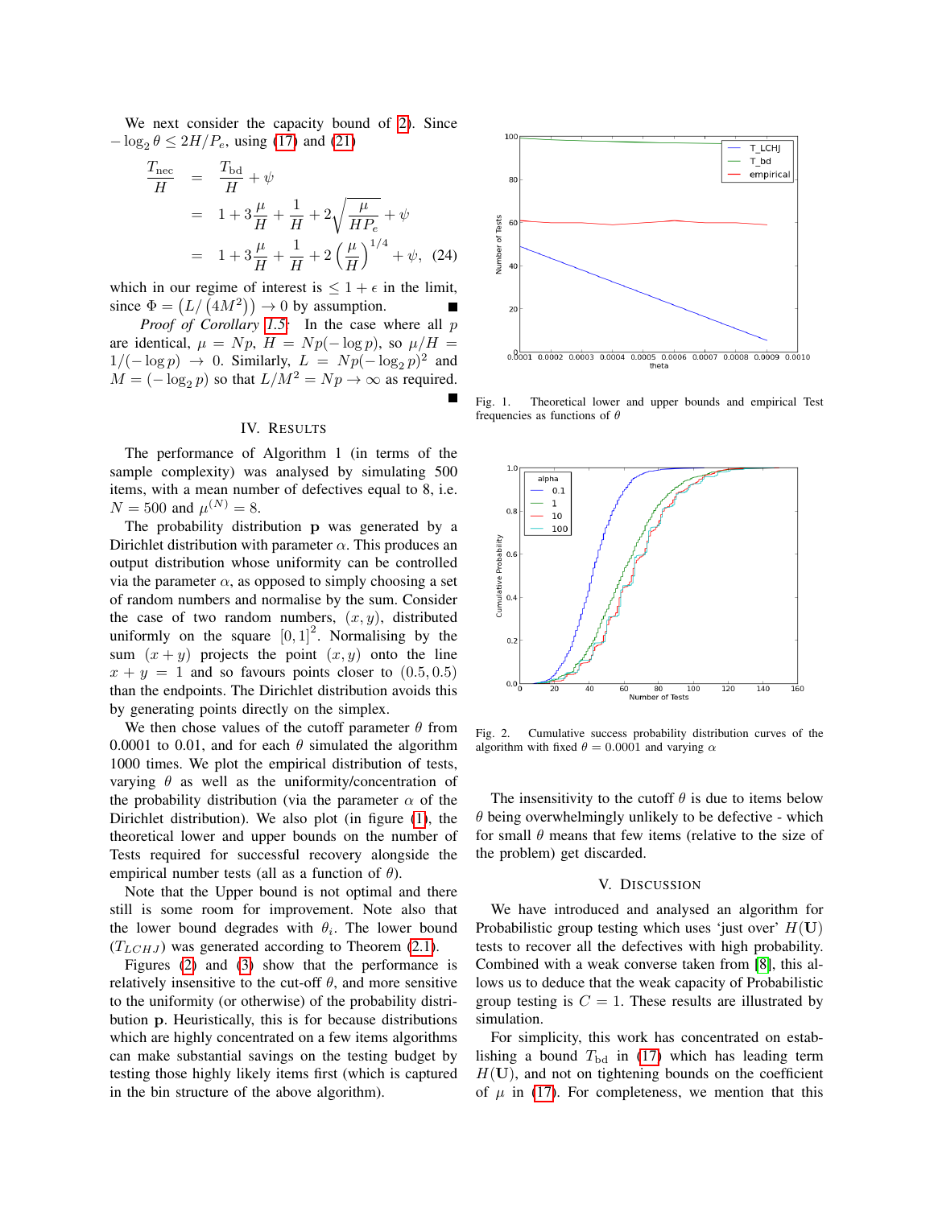We next consider the capacity bound of [2]. Since $-\log_2 \theta \leq 2H/P_e$, using (17) and (21)

$$
\begin{aligned}
\frac{T_{\text{nec}}}{H} &= \frac{T_{\text{bd}}}{H} + \psi \\
&= 1 + 3\frac{\mu}{H} + \frac{1}{H} + 2\sqrt{\frac{\mu}{HP_e}} + \psi \\
&= 1 + 3\frac{\mu}{H} + \frac{1}{H} + 2\left(\frac{\mu}{H}\right)^{1/4} + \psi, \quad (24)
\end{aligned}
$$

which in our regime of interest is $\leq 1+\epsilon$ in the limit, since $\Phi = \left(L/\left(4M^2\right)\right) \to 0$ by assumption. ∎

*Proof of Corollary 1.5:* In the case where all $p$ are identical, $\mu = Np$, $H = Np(-\log p)$, so $\mu/H = 1/(-\log p) \to 0$. Similarly, $L = Np(-\log_2 p)^2$ and $M = (-\log_2 p)$ so that $L/M^2 = Np \to \infty$ as required. ∎

## IV. Results

The performance of Algorithm 1 (in terms of the sample complexity) was analysed by simulating 500 items, with a mean number of defectives equal to 8, i.e. $N = 500$ and $\mu^{(N)} = 8$.

The probability distribution $\mathbf{p}$ was generated by a Dirichlet distribution with parameter $\alpha$. This produces an output distribution whose uniformity can be controlled via the parameter $\alpha$, as opposed to simply choosing a set of random numbers and normalise by the sum. Consider the case of two random numbers, $(x, y)$, distributed uniformly on the square $[0,1]^2$. Normalising by the sum $(x+y)$ projects the point $(x, y)$ onto the line $x + y = 1$ and so favours points closer to $(0.5, 0.5)$ than the endpoints. The Dirichlet distribution avoids this by generating points directly on the simplex.

We then chose values of the cutoff parameter $\theta$ from 0.0001 to 0.01, and for each $\theta$ simulated the algorithm 1000 times. We plot the empirical distribution of tests, varying $\theta$ as well as the uniformity/concentration of the probability distribution (via the parameter $\alpha$ of the Dirichlet distribution). We also plot (in figure (1), the theoretical lower and upper bounds on the number of Tests required for successful recovery alongside the empirical number tests (all as a function of $\theta$).

Note that the Upper bound is not optimal and there still is some room for improvement. Note also that the lower bound degrades with $\theta_i$. The lower bound ($T_{LCHJ}$) was generated according to Theorem (2.1).

Figures (2) and (3) show that the performance is relatively insensitive to the cut-off $\theta$, and more sensitive to the uniformity (or otherwise) of the probability distribution $\mathbf{p}$. Heuristically, this is for because distributions which are highly concentrated on a few items algorithms can make substantial savings on the testing budget by testing those highly likely items first (which is captured in the bin structure of the above algorithm).

Fig. 1. Theoretical lower and upper bounds and empirical Test frequencies as functions of $\theta$

Fig. 2. Cumulative success probability distribution curves of the algorithm with fixed $\theta = 0.0001$ and varying $\alpha$

The insensitivity to the cutoff $\theta$ is due to items below $\theta$ being overwhelmingly unlikely to be defective - which for small $\theta$ means that few items (relative to the size of the problem) get discarded.

## V. Discussion

We have introduced and analysed an algorithm for Probabilistic group testing which uses 'just over' $H(\mathbf{U})$ tests to recover all the defectives with high probability. Combined with a weak converse taken from [8], this allows us to deduce that the weak capacity of Probabilistic group testing is $C = 1$. These results are illustrated by simulation.

For simplicity, this work has concentrated on establishing a bound $T_{\text{bd}}$ in (17) which has leading term $H(\mathbf{U})$, and not on tightening bounds on the coefficient of $\mu$ in (17). For completeness, we mention that this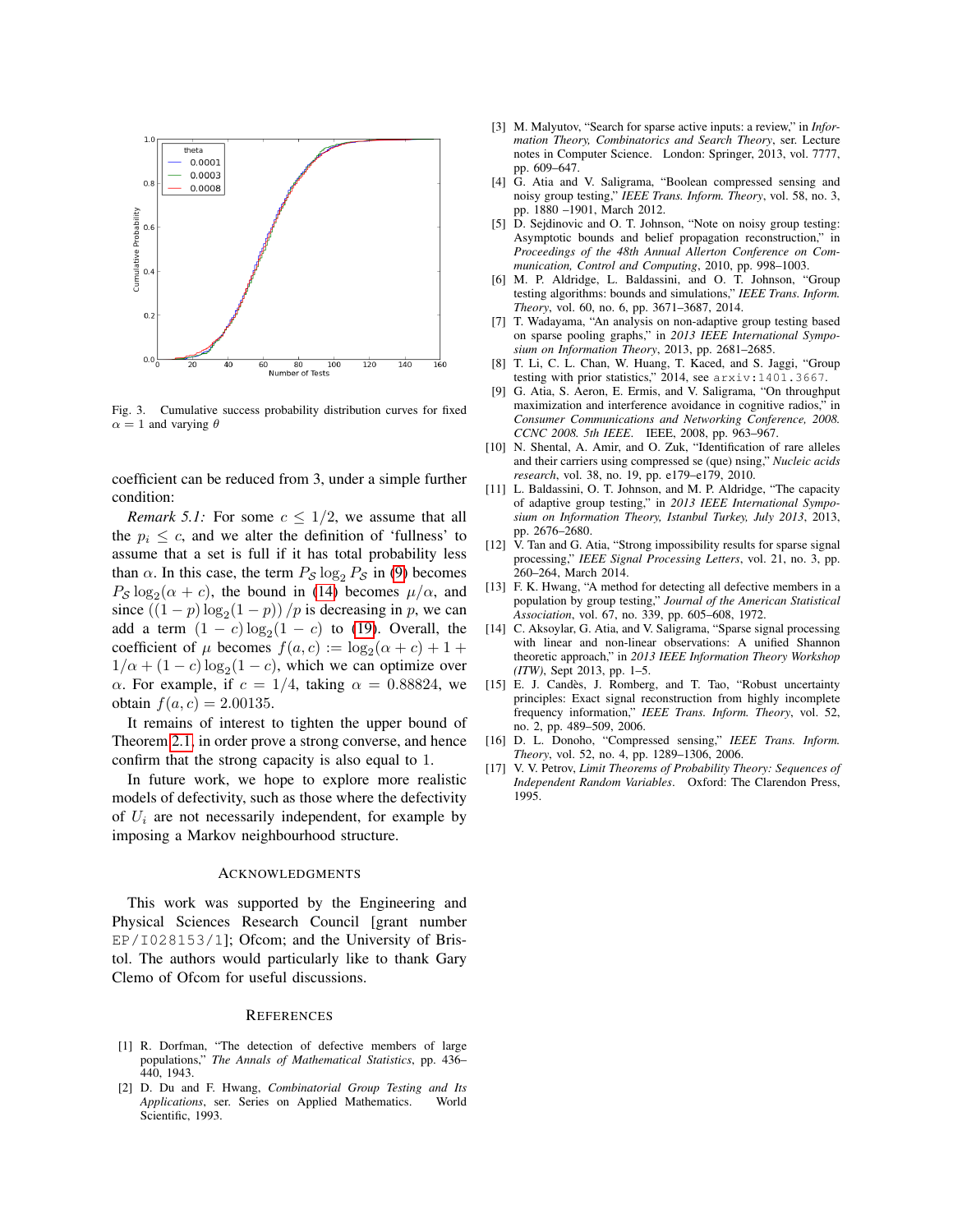theta
0.0001
0.0003
0.0008

Cumulative Probability

1.0
0.8
0.6
0.4
0.2
0.0

0 20 40 60 80 100 120 140 160

Number of Tests

Fig. 3. Cumulative success probability distribution curves for fixed $\alpha = 1$ and varying $\theta$

coefficient can be reduced from 3, under a simple further condition:

*Remark 5.1:* For some $c \leq 1/2$, we assume that all the $p_i \leq c$, and we alter the definition of 'fullness' to assume that a set is full if it has total probability less than $\alpha$. In this case, the term $P_{\mathcal{S}} \log_2 P_{\mathcal{S}}$ in (9) becomes $P_{\mathcal{S}} \log_2(\alpha + c)$, the bound in (14) becomes $\mu/\alpha$, and since $((1-p)\log_2(1-p))/p$ is decreasing in $p$, we can add a term $(1-c)\log_2(1-c)$ to (19). Overall, the coefficient of $\mu$ becomes $f(a,c) := \log_2(\alpha + c) + 1 + 1/\alpha + (1-c)\log_2(1-c)$, which we can optimize over $\alpha$. For example, if $c = 1/4$, taking $\alpha = 0.88824$, we obtain $f(a,c) = 2.00135$.

It remains of interest to tighten the upper bound of Theorem 2.1, in order prove a strong converse, and hence confirm that the strong capacity is also equal to 1.

In future work, we hope to explore more realistic models of defectivity, such as those where the defectivity of $U_i$ are not necessarily independent, for example by imposing a Markov neighbourhood structure.

## Acknowledgments

This work was supported by the Engineering and Physical Sciences Research Council [grant number EP/I028153/1]; Ofcom; and the University of Bristol. The authors would particularly like to thank Gary Clemo of Ofcom for useful discussions.

## References

[1] R. Dorfman, "The detection of defective members of large populations," *The Annals of Mathematical Statistics*, pp. 436–440, 1943.

[2] D. Du and F. Hwang, *Combinatorial Group Testing and Its Applications*, ser. Series on Applied Mathematics. World Scientific, 1993.

[3] M. Malyutov, "Search for sparse active inputs: a review," in *Information Theory, Combinatorics and Search Theory*, ser. Lecture notes in Computer Science. London: Springer, 2013, vol. 7777, pp. 609–647.

[4] G. Atia and V. Saligrama, "Boolean compressed sensing and noisy group testing," *IEEE Trans. Inform. Theory*, vol. 58, no. 3, pp. 1880 –1901, March 2012.

[5] D. Sejdinovic and O. T. Johnson, "Note on noisy group testing: Asymptotic bounds and belief propagation reconstruction," in *Proceedings of the 48th Annual Allerton Conference on Communication, Control and Computing*, 2010, pp. 998–1003.

[6] M. P. Aldridge, L. Baldassini, and O. T. Johnson, "Group testing algorithms: bounds and simulations," *IEEE Trans. Inform. Theory*, vol. 60, no. 6, pp. 3671–3687, 2014.

[7] T. Wadayama, "An analysis on non-adaptive group testing based on sparse pooling graphs," in *2013 IEEE International Symposium on Information Theory*, 2013, pp. 2681–2685.

[8] T. Li, C. L. Chan, W. Huang, T. Kaced, and S. Jaggi, "Group testing with prior statistics," 2014, see arxiv:1401.3667.

[9] G. Atia, S. Aeron, E. Ermis, and V. Saligrama, "On throughput maximization and interference avoidance in cognitive radios," in *Consumer Communications and Networking Conference, 2008. CCNC 2008. 5th IEEE*. IEEE, 2008, pp. 963–967.

[10] N. Shental, A. Amir, and O. Zuk, "Identification of rare alleles and their carriers using compressed se (que) nsing," *Nucleic acids research*, vol. 38, no. 19, pp. e179–e179, 2010.

[11] L. Baldassini, O. T. Johnson, and M. P. Aldridge, "The capacity of adaptive group testing," in *2013 IEEE International Symposium on Information Theory, Istanbul Turkey, July 2013*, 2013, pp. 2676–2680.

[12] V. Tan and G. Atia, "Strong impossibility results for sparse signal processing," *IEEE Signal Processing Letters*, vol. 21, no. 3, pp. 260–264, March 2014.

[13] F. K. Hwang, "A method for detecting all defective members in a population by group testing," *Journal of the American Statistical Association*, vol. 67, no. 339, pp. 605–608, 1972.

[14] C. Aksoylar, G. Atia, and V. Saligrama, "Sparse signal processing with linear and non-linear observations: A unified Shannon theoretic approach," in *2013 IEEE Information Theory Workshop (ITW)*, Sept 2013, pp. 1–5.

[15] E. J. Candès, J. Romberg, and T. Tao, "Robust uncertainty principles: Exact signal reconstruction from highly incomplete frequency information," *IEEE Trans. Inform. Theory*, vol. 52, no. 2, pp. 489–509, 2006.

[16] D. L. Donoho, "Compressed sensing," *IEEE Trans. Inform. Theory*, vol. 52, no. 4, pp. 1289–1306, 2006.

[17] V. V. Petrov, *Limit Theorems of Probability Theory: Sequences of Independent Random Variables*. Oxford: The Clarendon Press, 1995.